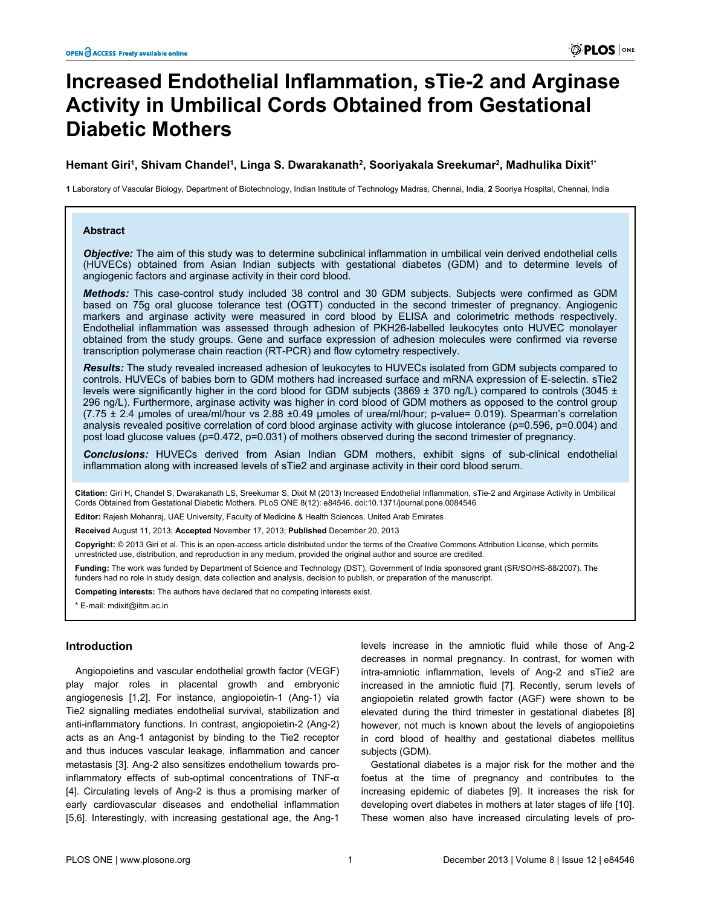# Increased Endothelial Inflammation, sTie-2 and Arginase Activity in Umbilical Cords Obtained from Gestational Diabetic Mothers

**Hemant Giri[1], Shivam Chandel[1], Linga S. Dwarakanath[2], Sooriyakala Sreekumar[2], Madhulika Dixit[1*]**

**1** Laboratory of Vascular Biology, Department of Biotechnology, Indian Institute of Technology Madras, Chennai, India, **2** Sooriya Hospital, Chennai, India

## Abstract

***Objective:*** The aim of this study was to determine subclinical inflammation in umbilical vein derived endothelial cells (HUVECs) obtained from Asian Indian subjects with gestational diabetes (GDM) and to determine levels of angiogenic factors and arginase activity in their cord blood.

***Methods:*** This case-control study included 38 control and 30 GDM subjects. Subjects were confirmed as GDM based on 75g oral glucose tolerance test (OGTT) conducted in the second trimester of pregnancy. Angiogenic markers and arginase activity were measured in cord blood by ELISA and colorimetric methods respectively. Endothelial inflammation was assessed through adhesion of PKH26-labelled leukocytes onto HUVEC monolayer obtained from the study groups. Gene and surface expression of adhesion molecules were confirmed via reverse transcription polymerase chain reaction (RT-PCR) and flow cytometry respectively.

***Results:*** The study revealed increased adhesion of leukocytes to HUVECs isolated from GDM subjects compared to controls. HUVECs of babies born to GDM mothers had increased surface and mRNA expression of E-selectin. sTie2 levels were significantly higher in the cord blood for GDM subjects (3869 ± 370 ng/L) compared to controls (3045 ± 296 ng/L). Furthermore, arginase activity was higher in cord blood of GDM mothers as opposed to the control group (7.75 ± 2.4 µmoles of urea/ml/hour vs 2.88 ±0.49 µmoles of urea/ml/hour; p-value= 0.019). Spearman's correlation analysis revealed positive correlation of cord blood arginase activity with glucose intolerance (ρ=0.596, p=0.004) and post load glucose values (ρ=0.472, p=0.031) of mothers observed during the second trimester of pregnancy.

***Conclusions:*** HUVECs derived from Asian Indian GDM mothers, exhibit signs of sub-clinical endothelial inflammation along with increased levels of sTie2 and arginase activity in their cord blood serum.

**Citation:** Giri H, Chandel S, Dwarakanath LS, Sreekumar S, Dixit M (2013) Increased Endothelial Inflammation, sTie-2 and Arginase Activity in Umbilical Cords Obtained from Gestational Diabetic Mothers. PLoS ONE 8(12): e84546. doi:10.1371/journal.pone.0084546

**Editor:** Rajesh Mohanraj, UAE University, Faculty of Medicine & Health Sciences, United Arab Emirates

**Received** August 11, 2013; **Accepted** November 17, 2013; **Published** December 20, 2013

**Copyright:** © 2013 Giri et al. This is an open-access article distributed under the terms of the Creative Commons Attribution License, which permits unrestricted use, distribution, and reproduction in any medium, provided the original author and source are credited.

**Funding:** The work was funded by Department of Science and Technology (DST), Government of India sponsored grant (SR/SO/HS-88/2007). The funders had no role in study design, data collection and analysis, decision to publish, or preparation of the manuscript.

**Competing interests:** The authors have declared that no competing interests exist.

\* E-mail: mdixit@iitm.ac.in

## Introduction

Angiopoietins and vascular endothelial growth factor (VEGF) play major roles in placental growth and embryonic angiogenesis [1,2]. For instance, angiopoietin-1 (Ang-1) via Tie2 signalling mediates endothelial survival, stabilization and anti-inflammatory functions. In contrast, angiopoietin-2 (Ang-2) acts as an Ang-1 antagonist by binding to the Tie2 receptor and thus induces vascular leakage, inflammation and cancer metastasis [3]. Ang-2 also sensitizes endothelium towards pro-inflammatory effects of sub-optimal concentrations of TNF-α [4]. Circulating levels of Ang-2 is thus a promising marker of early cardiovascular diseases and endothelial inflammation [5,6]. Interestingly, with increasing gestational age, the Ang-1 levels increase in the amniotic fluid while those of Ang-2 decreases in normal pregnancy. In contrast, for women with intra-amniotic inflammation, levels of Ang-2 and sTie2 are increased in the amniotic fluid [7]. Recently, serum levels of angiopoietin related growth factor (AGF) were shown to be elevated during the third trimester in gestational diabetes [8] however, not much is known about the levels of angiopoietins in cord blood of healthy and gestational diabetes mellitus subjects (GDM).

Gestational diabetes is a major risk for the mother and the foetus at the time of pregnancy and contributes to the increasing epidemic of diabetes [9]. It increases the risk for developing overt diabetes in mothers at later stages of life [10]. These women also have increased circulating levels of pro-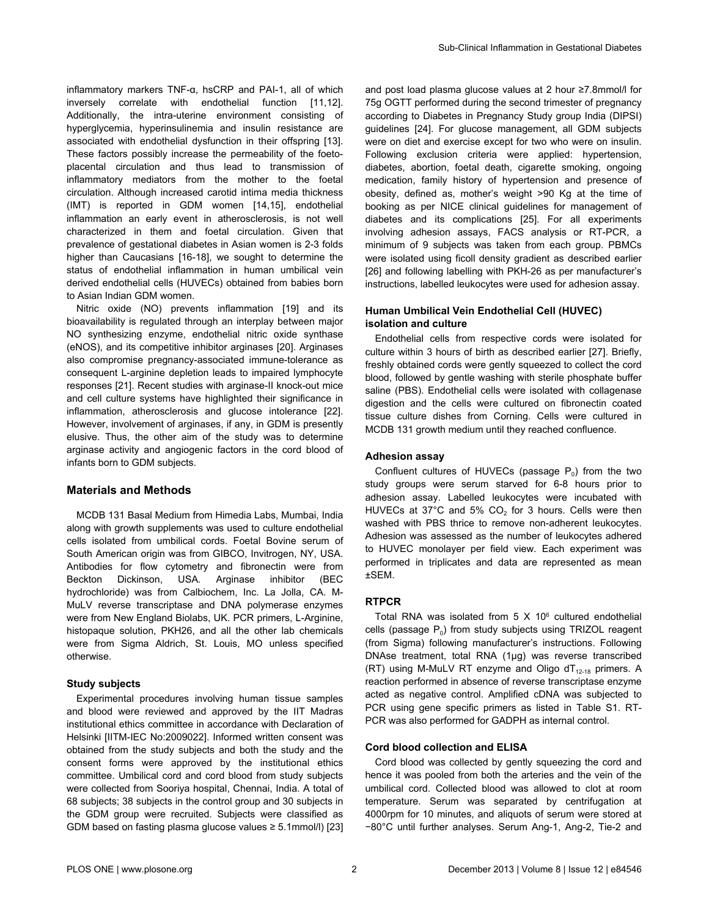inflammatory markers TNF-α, hsCRP and PAI-1, all of which inversely correlate with endothelial function [11,12]. Additionally, the intra-uterine environment consisting of hyperglycemia, hyperinsulinemia and insulin resistance are associated with endothelial dysfunction in their offspring [13]. These factors possibly increase the permeability of the foeto-placental circulation and thus lead to transmission of inflammatory mediators from the mother to the foetal circulation. Although increased carotid intima media thickness (IMT) is reported in GDM women [14,15], endothelial inflammation an early event in atherosclerosis, is not well characterized in them and foetal circulation. Given that prevalence of gestational diabetes in Asian women is 2-3 folds higher than Caucasians [16-18], we sought to determine the status of endothelial inflammation in human umbilical vein derived endothelial cells (HUVECs) obtained from babies born to Asian Indian GDM women.

Nitric oxide (NO) prevents inflammation [19] and its bioavailability is regulated through an interplay between major NO synthesizing enzyme, endothelial nitric oxide synthase (eNOS), and its competitive inhibitor arginases [20]. Arginases also compromise pregnancy-associated immune-tolerance as consequent L-arginine depletion leads to impaired lymphocyte responses [21]. Recent studies with arginase-II knock-out mice and cell culture systems have highlighted their significance in inflammation, atherosclerosis and glucose intolerance [22]. However, involvement of arginases, if any, in GDM is presently elusive. Thus, the other aim of the study was to determine arginase activity and angiogenic factors in the cord blood of infants born to GDM subjects.

## Materials and Methods

MCDB 131 Basal Medium from Himedia Labs, Mumbai, India along with growth supplements was used to culture endothelial cells isolated from umbilical cords. Foetal Bovine serum of South American origin was from GIBCO, Invitrogen, NY, USA. Antibodies for flow cytometry and fibronectin were from Beckton Dickinson, USA. Arginase inhibitor (BEC hydrochloride) was from Calbiochem, Inc. La Jolla, CA. M-MuLV reverse transcriptase and DNA polymerase enzymes were from New England Biolabs, UK. PCR primers, L-Arginine, histopaque solution, PKH26, and all the other lab chemicals were from Sigma Aldrich, St. Louis, MO unless specified otherwise.

### Study subjects

Experimental procedures involving human tissue samples and blood were reviewed and approved by the IIT Madras institutional ethics committee in accordance with Declaration of Helsinki [IITM-IEC No:2009022]. Informed written consent was obtained from the study subjects and both the study and the consent forms were approved by the institutional ethics committee. Umbilical cord and cord blood from study subjects were collected from Sooriya hospital, Chennai, India. A total of 68 subjects; 38 subjects in the control group and 30 subjects in the GDM group were recruited. Subjects were classified as GDM based on fasting plasma glucose values ≥ 5.1mmol/l) [23] and post load plasma glucose values at 2 hour ≥7.8mmol/l for 75g OGTT performed during the second trimester of pregnancy according to Diabetes in Pregnancy Study group India (DIPSI) guidelines [24]. For glucose management, all GDM subjects were on diet and exercise except for two who were on insulin. Following exclusion criteria were applied: hypertension, diabetes, abortion, foetal death, cigarette smoking, ongoing medication, family history of hypertension and presence of obesity, defined as, mother's weight >90 Kg at the time of booking as per NICE clinical guidelines for management of diabetes and its complications [25]. For all experiments involving adhesion assays, FACS analysis or RT-PCR, a minimum of 9 subjects was taken from each group. PBMCs were isolated using ficoll density gradient as described earlier [26] and following labelling with PKH-26 as per manufacturer's instructions, labelled leukocytes were used for adhesion assay.

### Human Umbilical Vein Endothelial Cell (HUVEC) isolation and culture

Endothelial cells from respective cords were isolated for culture within 3 hours of birth as described earlier [27]. Briefly, freshly obtained cords were gently squeezed to collect the cord blood, followed by gentle washing with sterile phosphate buffer saline (PBS). Endothelial cells were isolated with collagenase digestion and the cells were cultured on fibronectin coated tissue culture dishes from Corning. Cells were cultured in MCDB 131 growth medium until they reached confluence.

### Adhesion assay

Confluent cultures of HUVECs (passage $P_0$) from the two study groups were serum starved for 6-8 hours prior to adhesion assay. Labelled leukocytes were incubated with HUVECs at 37°C and 5% $CO_2$ for 3 hours. Cells were then washed with PBS thrice to remove non-adherent leukocytes. Adhesion was assessed as the number of leukocytes adhered to HUVEC monolayer per field view. Each experiment was performed in triplicates and data are represented as mean ±SEM.

### RTPCR

Total RNA was isolated from 5 X $10^6$ cultured endothelial cells (passage $P_0$) from study subjects using TRIZOL reagent (from Sigma) following manufacturer's instructions. Following DNAse treatment, total RNA (1µg) was reverse transcribed (RT) using M-MuLV RT enzyme and Oligo $dT_{12\text{-}18}$ primers. A reaction performed in absence of reverse transcriptase enzyme acted as negative control. Amplified cDNA was subjected to PCR using gene specific primers as listed in Table S1. RT-PCR was also performed for GADPH as internal control.

### Cord blood collection and ELISA

Cord blood was collected by gently squeezing the cord and hence it was pooled from both the arteries and the vein of the umbilical cord. Collected blood was allowed to clot at room temperature. Serum was separated by centrifugation at 4000rpm for 10 minutes, and aliquots of serum were stored at −80°C until further analyses. Serum Ang-1, Ang-2, Tie-2 and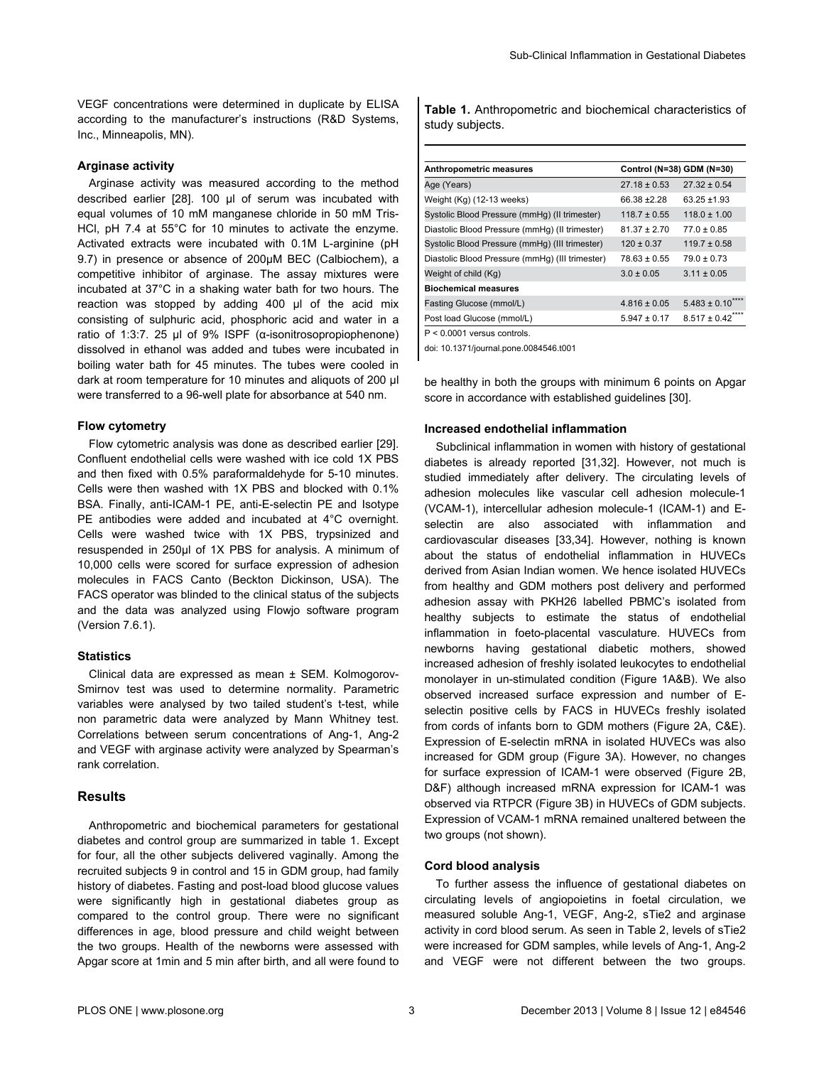VEGF concentrations were determined in duplicate by ELISA according to the manufacturer's instructions (R&D Systems, Inc., Minneapolis, MN).

#### Arginase activity

Arginase activity was measured according to the method described earlier [28]. 100 µl of serum was incubated with equal volumes of 10 mM manganese chloride in 50 mM Tris-HCl, pH 7.4 at 55°C for 10 minutes to activate the enzyme. Activated extracts were incubated with 0.1M L-arginine (pH 9.7) in presence or absence of 200µM BEC (Calbiochem), a competitive inhibitor of arginase. The assay mixtures were incubated at 37°C in a shaking water bath for two hours. The reaction was stopped by adding 400 µl of the acid mix consisting of sulphuric acid, phosphoric acid and water in a ratio of 1:3:7. 25 µl of 9% ISPF (α-isonitrosopropiophenone) dissolved in ethanol was added and tubes were incubated in boiling water bath for 45 minutes. The tubes were cooled in dark at room temperature for 10 minutes and aliquots of 200 µl were transferred to a 96-well plate for absorbance at 540 nm.

#### Flow cytometry

Flow cytometric analysis was done as described earlier [29]. Confluent endothelial cells were washed with ice cold 1X PBS and then fixed with 0.5% paraformaldehyde for 5-10 minutes. Cells were then washed with 1X PBS and blocked with 0.1% BSA. Finally, anti-ICAM-1 PE, anti-E-selectin PE and Isotype PE antibodies were added and incubated at 4°C overnight. Cells were washed twice with 1X PBS, trypsinized and resuspended in 250µl of 1X PBS for analysis. A minimum of 10,000 cells were scored for surface expression of adhesion molecules in FACS Canto (Beckton Dickinson, USA). The FACS operator was blinded to the clinical status of the subjects and the data was analyzed using Flowjo software program (Version 7.6.1).

#### Statistics

Clinical data are expressed as mean ± SEM. Kolmogorov-Smirnov test was used to determine normality. Parametric variables were analysed by two tailed student's t-test, while non parametric data were analyzed by Mann Whitney test. Correlations between serum concentrations of Ang-1, Ang-2 and VEGF with arginase activity were analyzed by Spearman's rank correlation.

## Results

Anthropometric and biochemical parameters for gestational diabetes and control group are summarized in table 1. Except for four, all the other subjects delivered vaginally. Among the recruited subjects 9 in control and 15 in GDM group, had family history of diabetes. Fasting and post-load blood glucose values were significantly high in gestational diabetes group as compared to the control group. There were no significant differences in age, blood pressure and child weight between the two groups. Health of the newborns were assessed with Apgar score at 1min and 5 min after birth, and all were found to be healthy in both the groups with minimum 6 points on Apgar score in accordance with established guidelines [30].

**Table 1.** Anthropometric and biochemical characteristics of study subjects.

| Anthropometric measures | Control (N=38) | GDM (N=30) |
|---|---|---|
| Age (Years) | 27.18 ± 0.53 | 27.32 ± 0.54 |
| Weight (Kg) (12-13 weeks) | 66.38 ±2.28 | 63.25 ±1.93 |
| Systolic Blood Pressure (mmHg) (II trimester) | 118.7 ± 0.55 | 118.0 ± 1.00 |
| Diastolic Blood Pressure (mmHg) (II trimester) | 81.37 ± 2.70 | 77.0 ± 0.85 |
| Systolic Blood Pressure (mmHg) (III trimester) | 120 ± 0.37 | 119.7 ± 0.58 |
| Diastolic Blood Pressure (mmHg) (III trimester) | 78.63 ± 0.55 | 79.0 ± 0.73 |
| Weight of child (Kg) | 3.0 ± 0.05 | 3.11 ± 0.05 |
| **Biochemical measures** | | |
| Fasting Glucose (mmol/L) | 4.816 ± 0.05 | 5.483 ± 0.10**** |
| Post load Glucose (mmol/L) | 5.947 ± 0.17 | 8.517 ± 0.42**** |

$P < 0.0001$ versus controls.

doi: 10.1371/journal.pone.0084546.t001

#### Increased endothelial inflammation

Subclinical inflammation in women with history of gestational diabetes is already reported [31,32]. However, not much is studied immediately after delivery. The circulating levels of adhesion molecules like vascular cell adhesion molecule-1 (VCAM-1), intercellular adhesion molecule-1 (ICAM-1) and E-selectin are also associated with inflammation and cardiovascular diseases [33,34]. However, nothing is known about the status of endothelial inflammation in HUVECs derived from Asian Indian women. We hence isolated HUVECs from healthy and GDM mothers post delivery and performed adhesion assay with PKH26 labelled PBMC's isolated from healthy subjects to estimate the status of endothelial inflammation in foeto-placental vasculature. HUVECs from newborns having gestational diabetic mothers, showed increased adhesion of freshly isolated leukocytes to endothelial monolayer in un-stimulated condition (Figure 1A&B). We also observed increased surface expression and number of E-selectin positive cells by FACS in HUVECs freshly isolated from cords of infants born to GDM mothers (Figure 2A, C&E). Expression of E-selectin mRNA in isolated HUVECs was also increased for GDM group (Figure 3A). However, no changes for surface expression of ICAM-1 were observed (Figure 2B, D&F) although increased mRNA expression for ICAM-1 was observed via RTPCR (Figure 3B) in HUVECs of GDM subjects. Expression of VCAM-1 mRNA remained unaltered between the two groups (not shown).

#### Cord blood analysis

To further assess the influence of gestational diabetes on circulating levels of angiopoietins in foetal circulation, we measured soluble Ang-1, VEGF, Ang-2, sTie2 and arginase activity in cord blood serum. As seen in Table 2, levels of sTie2 were increased for GDM samples, while levels of Ang-1, Ang-2 and VEGF were not different between the two groups.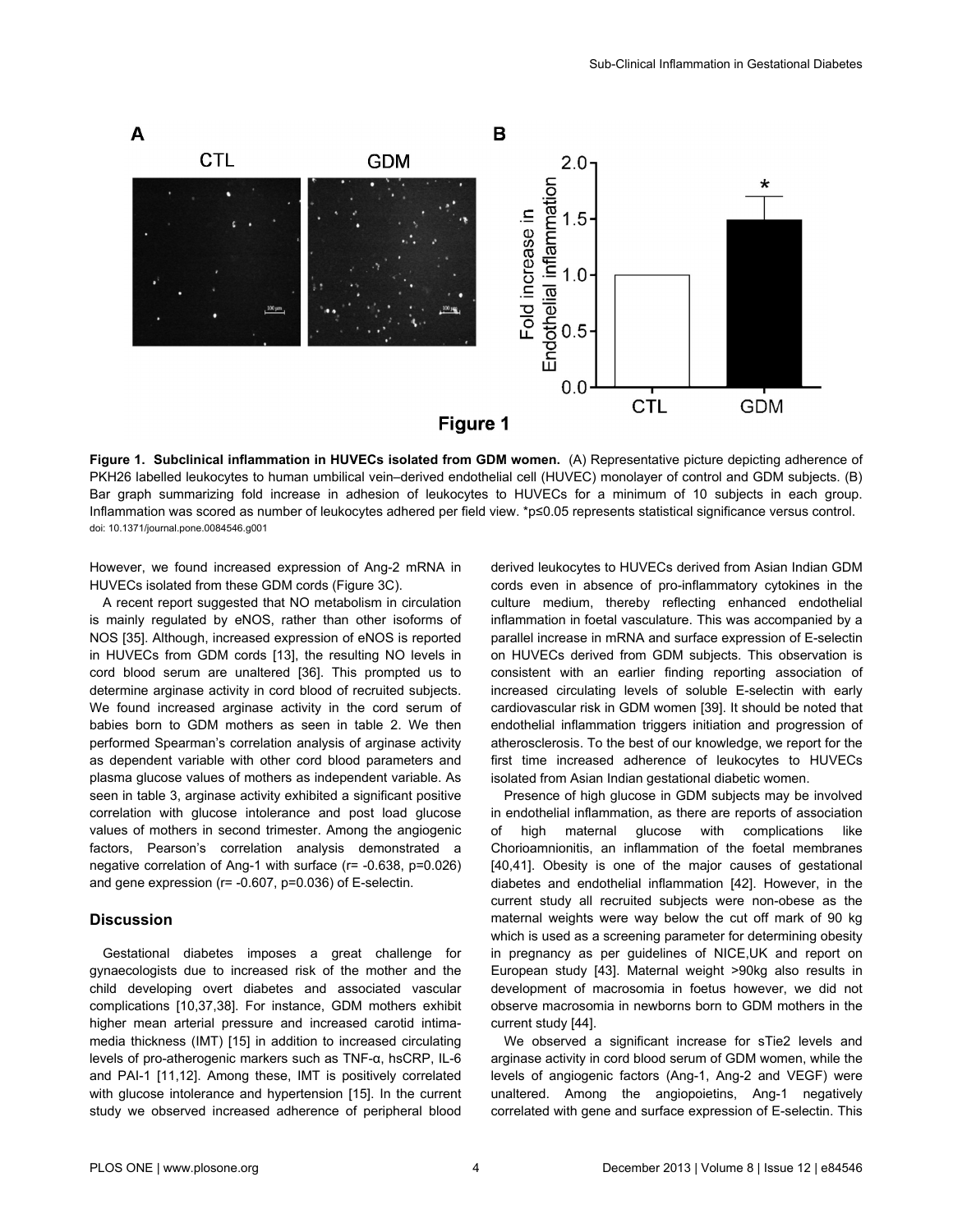**Figure 1. Subclinical inflammation in HUVECs isolated from GDM women.** (A) Representative picture depicting adherence of PKH26 labelled leukocytes to human umbilical vein–derived endothelial cell (HUVEC) monolayer of control and GDM subjects. (B) Bar graph summarizing fold increase in adhesion of leukocytes to HUVECs for a minimum of 10 subjects in each group. Inflammation was scored as number of leukocytes adhered per field view. *p≤0.05 represents statistical significance versus control.
doi: 10.1371/journal.pone.0084546.g001

However, we found increased expression of Ang-2 mRNA in HUVECs isolated from these GDM cords (Figure 3C).

A recent report suggested that NO metabolism in circulation is mainly regulated by eNOS, rather than other isoforms of NOS [35]. Although, increased expression of eNOS is reported in HUVECs from GDM cords [13], the resulting NO levels in cord blood serum are unaltered [36]. This prompted us to determine arginase activity in cord blood of recruited subjects. We found increased arginase activity in the cord serum of babies born to GDM mothers as seen in table 2. We then performed Spearman's correlation analysis of arginase activity as dependent variable with other cord blood parameters and plasma glucose values of mothers as independent variable. As seen in table 3, arginase activity exhibited a significant positive correlation with glucose intolerance and post load glucose values of mothers in second trimester. Among the angiogenic factors, Pearson's correlation analysis demonstrated a negative correlation of Ang-1 with surface (r= -0.638, p=0.026) and gene expression (r= -0.607, p=0.036) of E-selectin.

## Discussion

Gestational diabetes imposes a great challenge for gynaecologists due to increased risk of the mother and the child developing overt diabetes and associated vascular complications [10,37,38]. For instance, GDM mothers exhibit higher mean arterial pressure and increased carotid intima-media thickness (IMT) [15] in addition to increased circulating levels of pro-atherogenic markers such as TNF-α, hsCRP, IL-6 and PAI-1 [11,12]. Among these, IMT is positively correlated with glucose intolerance and hypertension [15]. In the current study we observed increased adherence of peripheral blood derived leukocytes to HUVECs derived from Asian Indian GDM cords even in absence of pro-inflammatory cytokines in the culture medium, thereby reflecting enhanced endothelial inflammation in foetal vasculature. This was accompanied by a parallel increase in mRNA and surface expression of E-selectin on HUVECs derived from GDM subjects. This observation is consistent with an earlier finding reporting association of increased circulating levels of soluble E-selectin with early cardiovascular risk in GDM women [39]. It should be noted that endothelial inflammation triggers initiation and progression of atherosclerosis. To the best of our knowledge, we report for the first time increased adherence of leukocytes to HUVECs isolated from Asian Indian gestational diabetic women.

Presence of high glucose in GDM subjects may be involved in endothelial inflammation, as there are reports of association of high maternal glucose with complications like Chorioamnionitis, an inflammation of the foetal membranes [40,41]. Obesity is one of the major causes of gestational diabetes and endothelial inflammation [42]. However, in the current study all recruited subjects were non-obese as the maternal weights were way below the cut off mark of 90 kg which is used as a screening parameter for determining obesity in pregnancy as per guidelines of NICE,UK and report on European study [43]. Maternal weight >90kg also results in development of macrosomia in foetus however, we did not observe macrosomia in newborns born to GDM mothers in the current study [44].

We observed a significant increase for sTie2 levels and arginase activity in cord blood serum of GDM women, while the levels of angiogenic factors (Ang-1, Ang-2 and VEGF) were unaltered. Among the angiopoietins, Ang-1 negatively correlated with gene and surface expression of E-selectin. This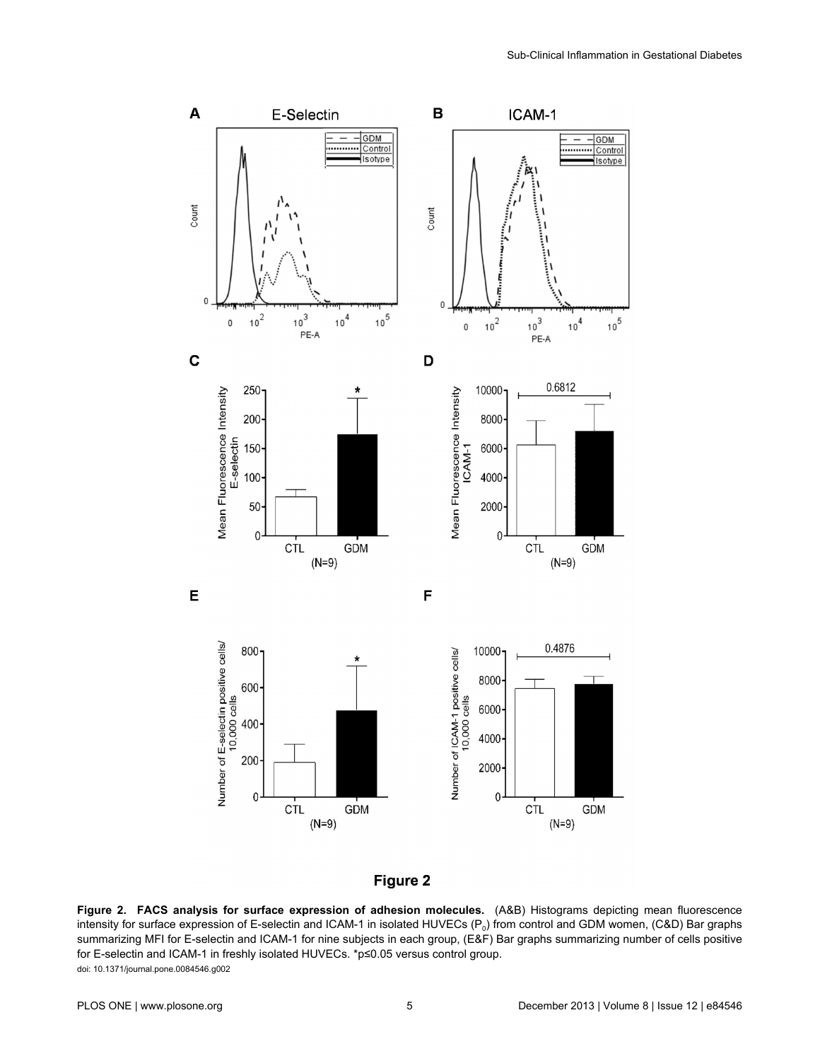**Figure 2. FACS analysis for surface expression of adhesion molecules.** (A&B) Histograms depicting mean fluorescence intensity for surface expression of E-selectin and ICAM-1 in isolated HUVECs ($P_0$) from control and GDM women, (C&D) Bar graphs summarizing MFI for E-selectin and ICAM-1 for nine subjects in each group, (E&F) Bar graphs summarizing number of cells positive for E-selectin and ICAM-1 in freshly isolated HUVECs. *p≤0.05 versus control group.

doi: 10.1371/journal.pone.0084546.g002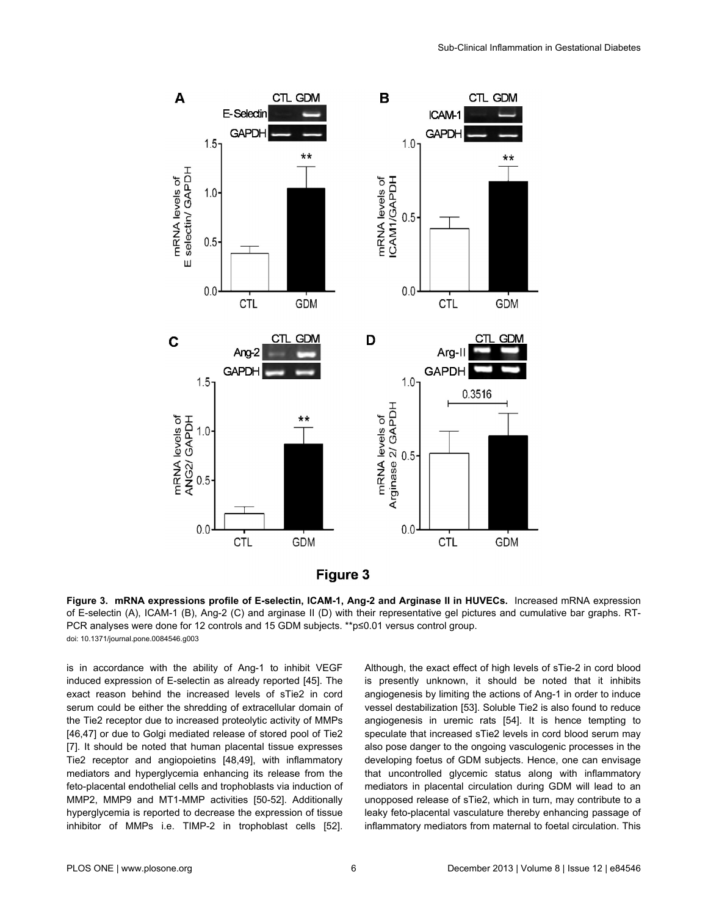Figure 3

**Figure 3. mRNA expressions profile of E-selectin, ICAM-1, Ang-2 and Arginase II in HUVECs.** Increased mRNA expression of E-selectin (A), ICAM-1 (B), Ang-2 (C) and arginase II (D) with their representative gel pictures and cumulative bar graphs. RT-PCR analyses were done for 12 controls and 15 GDM subjects. **p≤0.01 versus control group.

doi: 10.1371/journal.pone.0084546.g003

is in accordance with the ability of Ang-1 to inhibit VEGF induced expression of E-selectin as already reported [45]. The exact reason behind the increased levels of sTie2 in cord serum could be either the shredding of extracellular domain of the Tie2 receptor due to increased proteolytic activity of MMPs [46,47] or due to Golgi mediated release of stored pool of Tie2 [7]. It should be noted that human placental tissue expresses Tie2 receptor and angiopoietins [48,49], with inflammatory mediators and hyperglycemia enhancing its release from the feto-placental endothelial cells and trophoblasts via induction of MMP2, MMP9 and MT1-MMP activities [50-52]. Additionally hyperglycemia is reported to decrease the expression of tissue inhibitor of MMPs i.e. TIMP-2 in trophoblast cells [52]. Although, the exact effect of high levels of sTie-2 in cord blood is presently unknown, it should be noted that it inhibits angiogenesis by limiting the actions of Ang-1 in order to induce vessel destabilization [53]. Soluble Tie2 is also found to reduce angiogenesis in uremic rats [54]. It is hence tempting to speculate that increased sTie2 levels in cord blood serum may also pose danger to the ongoing vasculogenic processes in the developing foetus of GDM subjects. Hence, one can envisage that uncontrolled glycemic status along with inflammatory mediators in placental circulation during GDM will lead to an unopposed release of sTie2, which in turn, may contribute to a leaky feto-placental vasculature thereby enhancing passage of inflammatory mediators from maternal to foetal circulation. This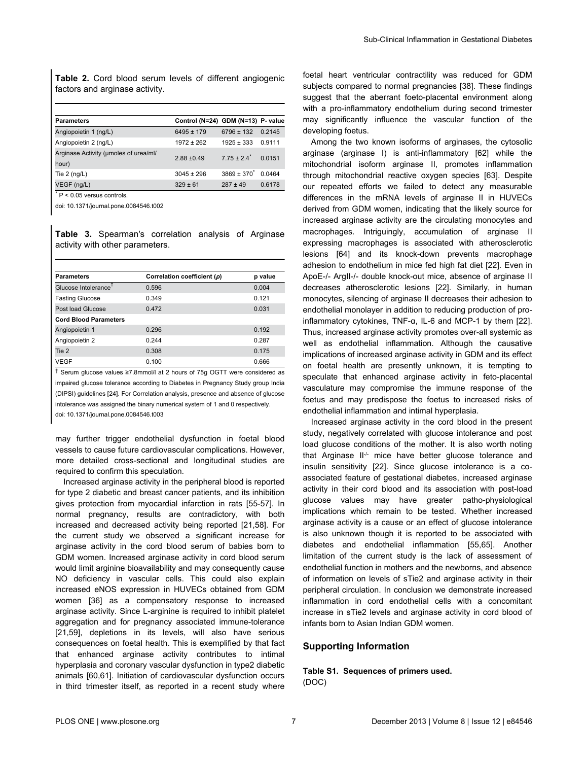**Table 2.** Cord blood serum levels of different angiogenic factors and arginase activity.

| Parameters | Control (N=24) | GDM (N=13) | P- value |
|---|---|---|---|
| Angiopoietin 1 (ng/L) | 6495 ± 179 | 6796 ± 132 | 0.2145 |
| Angiopoietin 2 (ng/L) | 1972 ± 262 | 1925 ± 333 | 0.9111 |
| Arginase Activity (µmoles of urea/ml/hour) | 2.88 ±0.49 | 7.75 ± 2.4* | 0.0151 |
| Tie 2 (ng/L) | 3045 ± 296 | 3869 ± 370* | 0.0464 |
| VEGF (ng/L) | 329 ± 61 | 287 ± 49 | 0.6178 |

* P < 0.05 versus controls.

doi: 10.1371/journal.pone.0084546.t002

**Table 3.** Spearman's correlation analysis of Arginase activity with other parameters.

| Parameters | Correlation coefficient (ρ) | p value |
|---|---|---|
| Glucose Intolerance† | 0.596 | 0.004 |
| Fasting Glucose | 0.349 | 0.121 |
| Post load Glucose | 0.472 | 0.031 |
| **Cord Blood Parameters** | | |
| Angiopoietin 1 | 0.296 | 0.192 |
| Angiopoietin 2 | 0.244 | 0.287 |
| Tie 2 | 0.308 | 0.175 |
| VEGF | 0.100 | 0.666 |

† Serum glucose values ≥7.8mmol/l at 2 hours of 75g OGTT were considered as impaired glucose tolerance according to Diabetes in Pregnancy Study group India (DIPSI) guidelines [24]. For Correlation analysis, presence and absence of glucose intolerance was assigned the binary numerical system of 1 and 0 respectively.

doi: 10.1371/journal.pone.0084546.t003

may further trigger endothelial dysfunction in foetal blood vessels to cause future cardiovascular complications. However, more detailed cross-sectional and longitudinal studies are required to confirm this speculation.

Increased arginase activity in the peripheral blood is reported for type 2 diabetic and breast cancer patients, and its inhibition gives protection from myocardial infarction in rats [55-57]. In normal pregnancy, results are contradictory, with both increased and decreased activity being reported [21,58]. For the current study we observed a significant increase for arginase activity in the cord blood serum of babies born to GDM women. Increased arginase activity in cord blood serum would limit arginine bioavailability and may consequently cause NO deficiency in vascular cells. This could also explain increased eNOS expression in HUVECs obtained from GDM women [36] as a compensatory response to increased arginase activity. Since L-arginine is required to inhibit platelet aggregation and for pregnancy associated immune-tolerance [21,59], depletions in its levels, will also have serious consequences on foetal health. This is exemplified by that fact that enhanced arginase activity contributes to intimal hyperplasia and coronary vascular dysfunction in type2 diabetic animals [60,61]. Initiation of cardiovascular dysfunction occurs in third trimester itself, as reported in a recent study where foetal heart ventricular contractility was reduced for GDM subjects compared to normal pregnancies [38]. These findings suggest that the aberrant foeto-placental environment along with a pro-inflammatory endothelium during second trimester may significantly influence the vascular function of the developing foetus.

Among the two known isoforms of arginases, the cytosolic arginase (arginase I) is anti-inflammatory [62] while the mitochondrial isoform arginase II, promotes inflammation through mitochondrial reactive oxygen species [63]. Despite our repeated efforts we failed to detect any measurable differences in the mRNA levels of arginase II in HUVECs derived from GDM women, indicating that the likely source for increased arginase activity are the circulating monocytes and macrophages. Intriguingly, accumulation of arginase II expressing macrophages is associated with atherosclerotic lesions [64] and its knock-down prevents macrophage adhesion to endothelium in mice fed high fat diet [22]. Even in ApoE-/- ArgII-/- double knock-out mice, absence of arginase II decreases atherosclerotic lesions [22]. Similarly, in human monocytes, silencing of arginase II decreases their adhesion to endothelial monolayer in addition to reducing production of pro-inflammatory cytokines, TNF-α, IL-6 and MCP-1 by them [22]. Thus, increased arginase activity promotes over-all systemic as well as endothelial inflammation. Although the causative implications of increased arginase activity in GDM and its effect on foetal health are presently unknown, it is tempting to speculate that enhanced arginase activity in feto-placental vasculature may compromise the immune response of the foetus and may predispose the foetus to increased risks of endothelial inflammation and intimal hyperplasia.

Increased arginase activity in the cord blood in the present study, negatively correlated with glucose intolerance and post load glucose conditions of the mother. It is also worth noting that Arginase II$^{-/-}$ mice have better glucose tolerance and insulin sensitivity [22]. Since glucose intolerance is a co-associated feature of gestational diabetes, increased arginase activity in their cord blood and its association with post-load glucose values may have greater patho-physiological implications which remain to be tested. Whether increased arginase activity is a cause or an effect of glucose intolerance is also unknown though it is reported to be associated with diabetes and endothelial inflammation [55,65]. Another limitation of the current study is the lack of assessment of endothelial function in mothers and the newborns, and absence of information on levels of sTie2 and arginase activity in their peripheral circulation. In conclusion we demonstrate increased inflammation in cord endothelial cells with a concomitant increase in sTie2 levels and arginase activity in cord blood of infants born to Asian Indian GDM women.

## Supporting Information

**Table S1. Sequences of primers used.**
(DOC)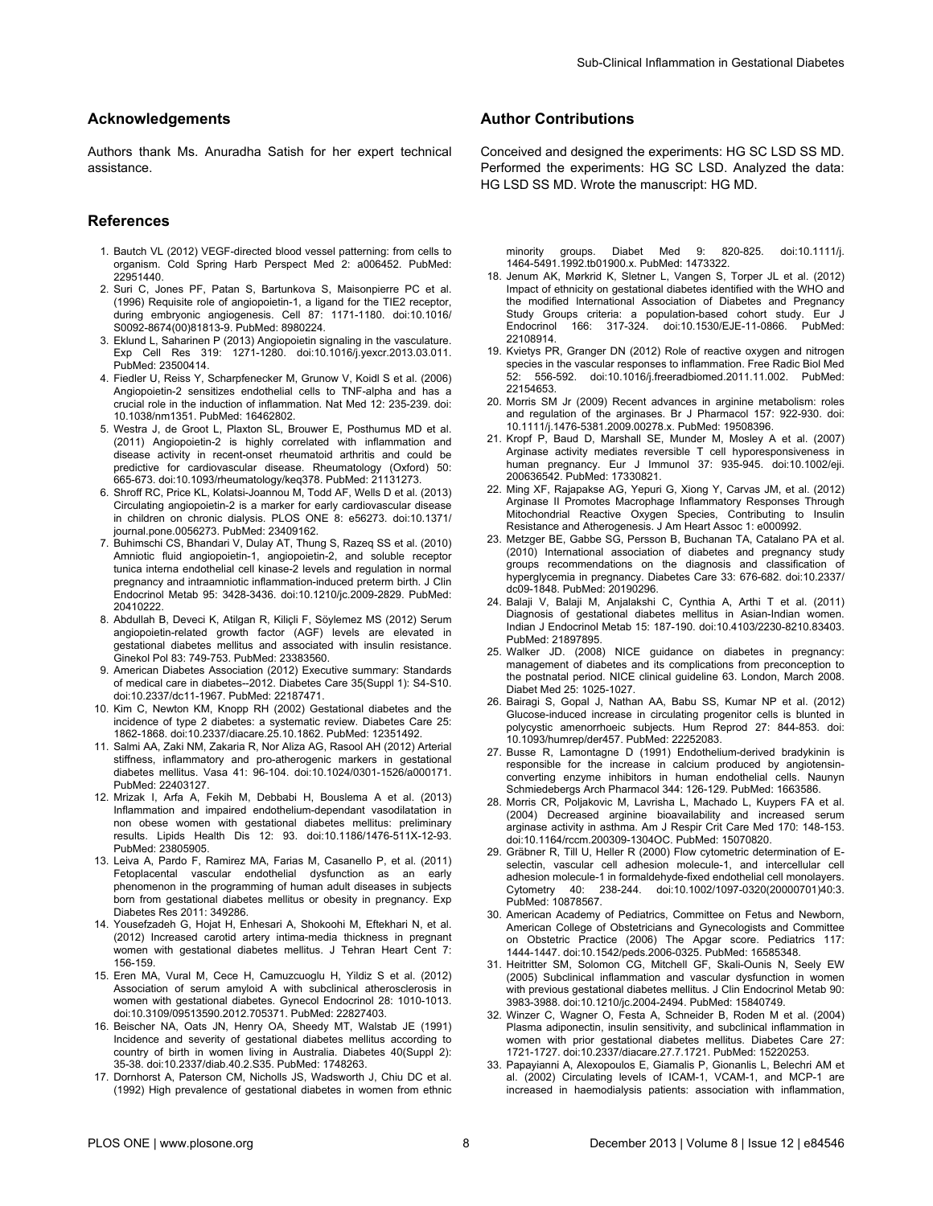## Acknowledgements

Authors thank Ms. Anuradha Satish for her expert technical assistance.

## Author Contributions

Conceived and designed the experiments: HG SC LSD SS MD. Performed the experiments: HG SC LSD. Analyzed the data: HG LSD SS MD. Wrote the manuscript: HG MD.

## References

1. Bautch VL (2012) VEGF-directed blood vessel patterning: from cells to organism. Cold Spring Harb Perspect Med 2: a006452. PubMed: 22951440.
2. Suri C, Jones PF, Patan S, Bartunkova S, Maisonpierre PC et al. (1996) Requisite role of angiopoietin-1, a ligand for the TIE2 receptor, during embryonic angiogenesis. Cell 87: 1171-1180. doi:10.1016/S0092-8674(00)81813-9. PubMed: 8980224.
3. Eklund L, Saharinen P (2013) Angiopoietin signaling in the vasculature. Exp Cell Res 319: 1271-1280. doi:10.1016/j.yexcr.2013.03.011. PubMed: 23500414.
4. Fiedler U, Reiss Y, Scharpfenecker M, Grunow V, Koidl S et al. (2006) Angiopoietin-2 sensitizes endothelial cells to TNF-alpha and has a crucial role in the induction of inflammation. Nat Med 12: 235-239. doi:10.1038/nm1351. PubMed: 16462802.
5. Westra J, de Groot L, Plaxton SL, Brouwer E, Posthumus MD et al. (2011) Angiopoietin-2 is highly correlated with inflammation and disease activity in recent-onset rheumatoid arthritis and could be predictive for cardiovascular disease. Rheumatology (Oxford) 50: 665-673. doi:10.1093/rheumatology/keq378. PubMed: 21131273.
6. Shroff RC, Price KL, Kolatsi-Joannou M, Todd AF, Wells D et al. (2013) Circulating angiopoietin-2 is a marker for early cardiovascular disease in children on chronic dialysis. PLOS ONE 8: e56273. doi:10.1371/journal.pone.0056273. PubMed: 23409162.
7. Buhimschi CS, Bhandari V, Dulay AT, Thung S, Razeq SS et al. (2010) Amniotic fluid angiopoietin-1, angiopoietin-2, and soluble receptor tunica interna endothelial cell kinase-2 levels and regulation in normal pregnancy and intraamniotic inflammation-induced preterm birth. J Clin Endocrinol Metab 95: 3428-3436. doi:10.1210/jc.2009-2829. PubMed: 20410222.
8. Abdullah B, Deveci K, Atilgan R, Kiliçli F, Söylemez MS (2012) Serum angiopoietin-related growth factor (AGF) levels are elevated in gestational diabetes mellitus and associated with insulin resistance. Ginekol Pol 83: 749-753. PubMed: 23383560.
9. American Diabetes Association (2012) Executive summary: Standards of medical care in diabetes--2012. Diabetes Care 35(Suppl 1): S4-S10. doi:10.2337/dc11-1967. PubMed: 22187471.
10. Kim C, Newton KM, Knopp RH (2002) Gestational diabetes and the incidence of type 2 diabetes: a systematic review. Diabetes Care 25: 1862-1868. doi:10.2337/diacare.25.10.1862. PubMed: 12351492.
11. Salmi AA, Zaki NM, Zakaria R, Nor Aliza AG, Rasool AH (2012) Arterial stiffness, inflammatory and pro-atherogenic markers in gestational diabetes mellitus. Vasa 41: 96-104. doi:10.1024/0301-1526/a000171. PubMed: 22403127.
12. Mrizak I, Arfa A, Fekih M, Debbabi H, Bouslema A et al. (2013) Inflammation and impaired endothelium-dependant vasodilatation in non obese women with gestational diabetes mellitus: preliminary results. Lipids Health Dis 12: 93. doi:10.1186/1476-511X-12-93. PubMed: 23805905.
13. Leiva A, Pardo F, Ramirez MA, Farias M, Casanello P, et al. (2011) Fetoplacental vascular endothelial dysfunction as an early phenomenon in the programming of human adult diseases in subjects born from gestational diabetes mellitus or obesity in pregnancy. Exp Diabetes Res 2011: 349286.
14. Yousefzadeh G, Hojat H, Enhesari A, Shokoohi M, Eftekhari N, et al. (2012) Increased carotid artery intima-media thickness in pregnant women with gestational diabetes mellitus. J Tehran Heart Cent 7: 156-159.
15. Eren MA, Vural M, Cece H, Camuzcuoglu H, Yildiz S et al. (2012) Association of serum amyloid A with subclinical atherosclerosis in women with gestational diabetes. Gynecol Endocrinol 28: 1010-1013. doi:10.3109/09513590.2012.705371. PubMed: 22827403.
16. Beischer NA, Oats JN, Henry OA, Sheedy MT, Walstab JE (1991) Incidence and severity of gestational diabetes mellitus according to country of birth in women living in Australia. Diabetes 40(Suppl 2): 35-38. doi:10.2337/diab.40.2.S35. PubMed: 1748263.
17. Dornhorst A, Paterson CM, Nicholls JS, Wadsworth J, Chiu DC et al. (1992) High prevalence of gestational diabetes in women from ethnic minority groups. Diabet Med 9: 820-825. doi:10.1111/j.1464-5491.1992.tb01900.x. PubMed: 1473322.
18. Jenum AK, Mørkrid K, Sletner L, Vangen S, Torper JL et al. (2012) Impact of ethnicity on gestational diabetes identified with the WHO and the modified International Association of Diabetes and Pregnancy Study Groups criteria: a population-based cohort study. Eur J Endocrinol 166: 317-324. doi:10.1530/EJE-11-0866. PubMed: 22108914.
19. Kvietys PR, Granger DN (2012) Role of reactive oxygen and nitrogen species in the vascular responses to inflammation. Free Radic Biol Med 52: 556-592. doi:10.1016/j.freeradbiomed.2011.11.002. PubMed: 22154653.
20. Morris SM Jr (2009) Recent advances in arginine metabolism: roles and regulation of the arginases. Br J Pharmacol 157: 922-930. doi:10.1111/j.1476-5381.2009.00278.x. PubMed: 19508396.
21. Kropf P, Baud D, Marshall SE, Munder M, Mosley A et al. (2007) Arginase activity mediates reversible T cell hyporesponsiveness in human pregnancy. Eur J Immunol 37: 935-945. doi:10.1002/eji.200636542. PubMed: 17330821.
22. Ming XF, Rajapakse AG, Yepuri G, Xiong Y, Carvas JM, et al. (2012) Arginase II Promotes Macrophage Inflammatory Responses Through Mitochondrial Reactive Oxygen Species, Contributing to Insulin Resistance and Atherogenesis. J Am Heart Assoc 1: e000992.
23. Metzger BE, Gabbe SG, Persson B, Buchanan TA, Catalano PA et al. (2010) International association of diabetes and pregnancy study groups recommendations on the diagnosis and classification of hyperglycemia in pregnancy. Diabetes Care 33: 676-682. doi:10.2337/dc09-1848. PubMed: 20190296.
24. Balaji V, Balaji M, Anjalakshi C, Cynthia A, Arthi T et al. (2011) Diagnosis of gestational diabetes mellitus in Asian-Indian women. Indian J Endocrinol Metab 15: 187-190. doi:10.4103/2230-8210.83403. PubMed: 21897895.
25. Walker JD. (2008) NICE guidance on diabetes in pregnancy: management of diabetes and its complications from preconception to the postnatal period. NICE clinical guideline 63. London, March 2008. Diabet Med 25: 1025-1027.
26. Bairagi S, Gopal J, Nathan AA, Babu SS, Kumar NP et al. (2012) Glucose-induced increase in circulating progenitor cells is blunted in polycystic amenorrhoeic subjects. Hum Reprod 27: 844-853. doi:10.1093/humrep/der457. PubMed: 22252083.
27. Busse R, Lamontagne D (1991) Endothelium-derived bradykinin is responsible for the increase in calcium produced by angiotensin-converting enzyme inhibitors in human endothelial cells. Naunyn Schmiedebergs Arch Pharmacol 344: 126-129. PubMed: 1663586.
28. Morris CR, Poljakovic M, Lavrisha L, Machado L, Kuypers FA et al. (2004) Decreased arginine bioavailability and increased serum arginase activity in asthma. Am J Respir Crit Care Med 170: 148-153. doi:10.1164/rccm.200309-1304OC. PubMed: 15070820.
29. Gräbner R, Till U, Heller R (2000) Flow cytometric determination of E-selectin, vascular cell adhesion molecule-1, and intercellular cell adhesion molecule-1 in formaldehyde-fixed endothelial cell monolayers. Cytometry 40: 238-244. doi:10.1002/1097-0320(20000701)40:3. PubMed: 10878567.
30. American Academy of Pediatrics, Committee on Fetus and Newborn, American College of Obstetricians and Gynecologists and Committee on Obstetric Practice (2006) The Apgar score. Pediatrics 117: 1444-1447. doi:10.1542/peds.2006-0325. PubMed: 16585348.
31. Heitritter SM, Solomon CG, Mitchell GF, Skali-Ounis N, Seely EW (2005) Subclinical inflammation and vascular dysfunction in women with previous gestational diabetes mellitus. J Clin Endocrinol Metab 90: 3983-3988. doi:10.1210/jc.2004-2494. PubMed: 15840749.
32. Winzer C, Wagner O, Festa A, Schneider B, Roden M et al. (2004) Plasma adiponectin, insulin sensitivity, and subclinical inflammation in women with prior gestational diabetes mellitus. Diabetes Care 27: 1721-1727. doi:10.2337/diacare.27.7.1721. PubMed: 15220253.
33. Papayianni A, Alexopoulos E, Giamalis P, Gionanlis L, Belechri AM et al. (2002) Circulating levels of ICAM-1, VCAM-1, and MCP-1 are increased in haemodialysis patients: association with inflammation,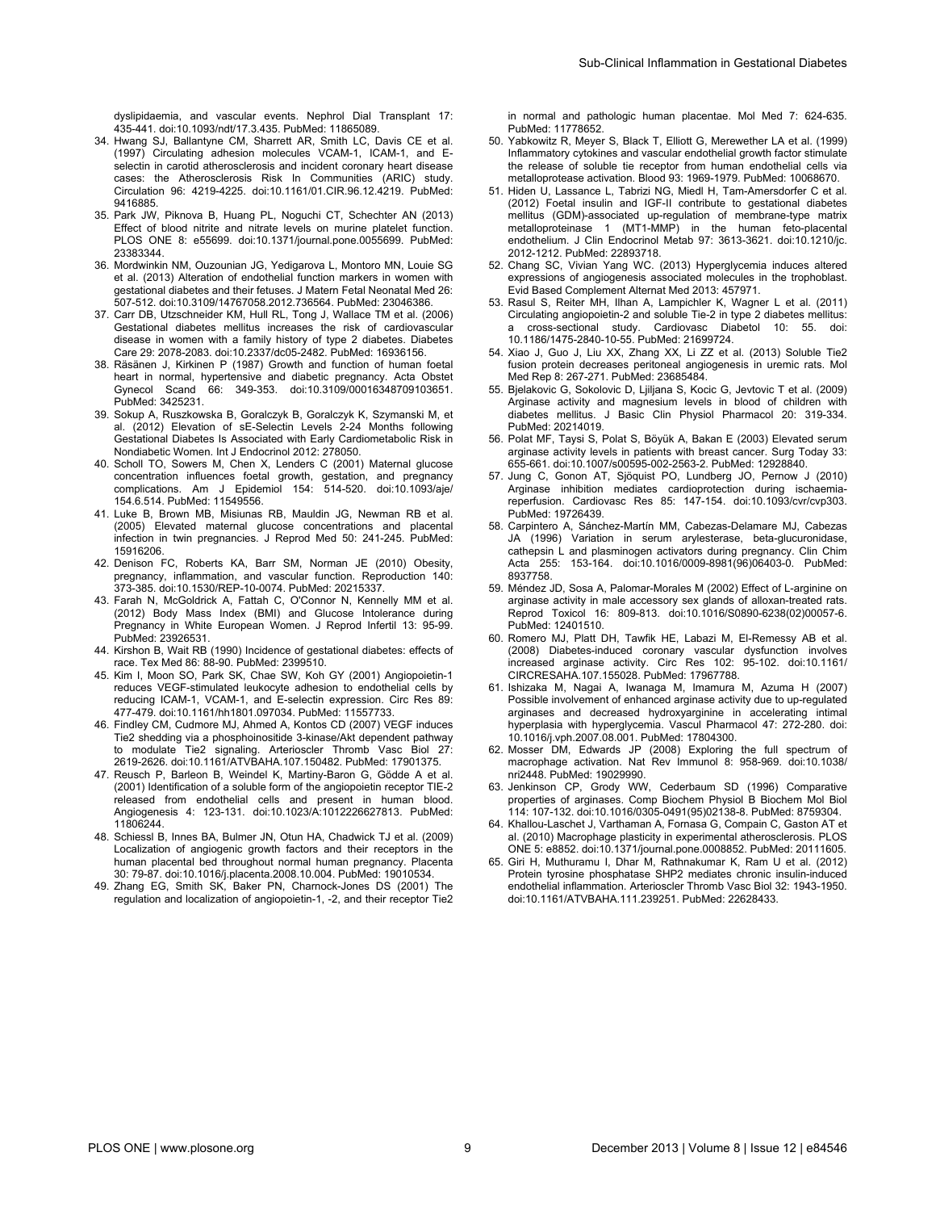dyslipidaemia, and vascular events. Nephrol Dial Transplant 17: 435-441. doi:10.1093/ndt/17.3.435. PubMed: 11865089.

34. Hwang SJ, Ballantyne CM, Sharrett AR, Smith LC, Davis CE et al. (1997) Circulating adhesion molecules VCAM-1, ICAM-1, and E-selectin in carotid atherosclerosis and incident coronary heart disease cases: the Atherosclerosis Risk In Communities (ARIC) study. Circulation 96: 4219-4225. doi:10.1161/01.CIR.96.12.4219. PubMed: 9416885.
35. Park JW, Piknova B, Huang PL, Noguchi CT, Schechter AN (2013) Effect of blood nitrite and nitrate levels on murine platelet function. PLOS ONE 8: e55699. doi:10.1371/journal.pone.0055699. PubMed: 23383344.
36. Mordwinkin NM, Ouzounian JG, Yedigarova L, Montoro MN, Louie SG et al. (2013) Alteration of endothelial function markers in women with gestational diabetes and their fetuses. J Matern Fetal Neonatal Med 26: 507-512. doi:10.3109/14767058.2012.736564. PubMed: 23046386.
37. Carr DB, Utzschneider KM, Hull RL, Tong J, Wallace TM et al. (2006) Gestational diabetes mellitus increases the risk of cardiovascular disease in women with a family history of type 2 diabetes. Diabetes Care 29: 2078-2083. doi:10.2337/dc05-2482. PubMed: 16936156.
38. Räsänen J, Kirkinen P (1987) Growth and function of human foetal heart in normal, hypertensive and diabetic pregnancy. Acta Obstet Gynecol Scand 66: 349-353. doi:10.3109/00016348709103651. PubMed: 3425231.
39. Sokup A, Ruszkowska B, Goralczyk B, Goralczyk K, Szymanski M, et al. (2012) Elevation of sE-Selectin Levels 2-24 Months following Gestational Diabetes Is Associated with Early Cardiometabolic Risk in Nondiabetic Women. Int J Endocrinol 2012: 278050.
40. Scholl TO, Sowers M, Chen X, Lenders C (2001) Maternal glucose concentration influences foetal growth, gestation, and pregnancy complications. Am J Epidemiol 154: 514-520. doi:10.1093/aje/154.6.514. PubMed: 11549556.
41. Luke B, Brown MB, Misiunas RB, Mauldin JG, Newman RB et al. (2005) Elevated maternal glucose concentrations and placental infection in twin pregnancies. J Reprod Med 50: 241-245. PubMed: 15916206.
42. Denison FC, Roberts KA, Barr SM, Norman JE (2010) Obesity, pregnancy, inflammation, and vascular function. Reproduction 140: 373-385. doi:10.1530/REP-10-0074. PubMed: 20215337.
43. Farah N, McGoldrick A, Fattah C, O'Connor N, Kennelly MM et al. (2012) Body Mass Index (BMI) and Glucose Intolerance during Pregnancy in White European Women. J Reprod Infertil 13: 95-99. PubMed: 23926531.
44. Kirshon B, Wait RB (1990) Incidence of gestational diabetes: effects of race. Tex Med 86: 88-90. PubMed: 2399510.
45. Kim I, Moon SO, Park SK, Chae SW, Koh GY (2001) Angiopoietin-1 reduces VEGF-stimulated leukocyte adhesion to endothelial cells by reducing ICAM-1, VCAM-1, and E-selectin expression. Circ Res 89: 477-479. doi:10.1161/hh1801.097034. PubMed: 11557733.
46. Findley CM, Cudmore MJ, Ahmed A, Kontos CD (2007) VEGF induces Tie2 shedding via a phosphoinositide 3-kinase/Akt dependent pathway to modulate Tie2 signaling. Arterioscler Thromb Vasc Biol 27: 2619-2626. doi:10.1161/ATVBAHA.107.150482. PubMed: 17901375.
47. Reusch P, Barleon B, Weindel K, Martiny-Baron G, Gödde A et al. (2001) Identification of a soluble form of the angiopoietin receptor TIE-2 released from endothelial cells and present in human blood. Angiogenesis 4: 123-131. doi:10.1023/A:1012226627813. PubMed: 11806244.
48. Schiessl B, Innes BA, Bulmer JN, Otun HA, Chadwick TJ et al. (2009) Localization of angiogenic growth factors and their receptors in the human placental bed throughout normal human pregnancy. Placenta 30: 79-87. doi:10.1016/j.placenta.2008.10.004. PubMed: 19010534.
49. Zhang EG, Smith SK, Baker PN, Charnock-Jones DS (2001) The regulation and localization of angiopoietin-1, -2, and their receptor Tie2 in normal and pathologic human placentae. Mol Med 7: 624-635. PubMed: 11778652.
50. Yabkowitz R, Meyer S, Black T, Elliott G, Merewether LA et al. (1999) Inflammatory cytokines and vascular endothelial growth factor stimulate the release of soluble tie receptor from human endothelial cells via metalloprotease activation. Blood 93: 1969-1979. PubMed: 10068670.
51. Hiden U, Lassance L, Tabrizi NG, Miedl H, Tam-Amersdorfer C et al. (2012) Foetal insulin and IGF-II contribute to gestational diabetes mellitus (GDM)-associated up-regulation of membrane-type matrix metalloproteinase 1 (MT1-MMP) in the human feto-placental endothelium. J Clin Endocrinol Metab 97: 3613-3621. doi:10.1210/jc.2012-1212. PubMed: 22893718.
52. Chang SC, Vivian Yang WC. (2013) Hyperglycemia induces altered expressions of angiogenesis associated molecules in the trophoblast. Evid Based Complement Alternat Med 2013: 457971.
53. Rasul S, Reiter MH, Ilhan A, Lampichler K, Wagner L et al. (2011) Circulating angiopoietin-2 and soluble Tie-2 in type 2 diabetes mellitus: a cross-sectional study. Cardiovasc Diabetol 10: 55. doi:10.1186/1475-2840-10-55. PubMed: 21699724.
54. Xiao J, Guo J, Liu XX, Zhang XX, Li ZZ et al. (2013) Soluble Tie2 fusion protein decreases peritoneal angiogenesis in uremic rats. Mol Med Rep 8: 267-271. PubMed: 23685484.
55. Bjelakovic G, Sokolovic D, Ljiljana S, Kocic G, Jevtovic T et al. (2009) Arginase activity and magnesium levels in blood of children with diabetes mellitus. J Basic Clin Physiol Pharmacol 20: 319-334. PubMed: 20214019.
56. Polat MF, Taysi S, Polat S, Böyük A, Bakan E (2003) Elevated serum arginase activity levels in patients with breast cancer. Surg Today 33: 655-661. doi:10.1007/s00595-002-2563-2. PubMed: 12928840.
57. Jung C, Gonon AT, Sjöquist PO, Lundberg JO, Pernow J (2010) Arginase inhibition mediates cardioprotection during ischaemia-reperfusion. Cardiovasc Res 85: 147-154. doi:10.1093/cvr/cvp303. PubMed: 19726439.
58. Carpintero A, Sánchez-Martín MM, Cabezas-Delamare MJ, Cabezas JA (1996) Variation in serum arylesterase, beta-glucuronidase, cathepsin L and plasminogen activators during pregnancy. Clin Chim Acta 255: 153-164. doi:10.1016/0009-8981(96)06403-0. PubMed: 8937758.
59. Méndez JD, Sosa A, Palomar-Morales M (2002) Effect of L-arginine on arginase activity in male accessory sex glands of alloxan-treated rats. Reprod Toxicol 16: 809-813. doi:10.1016/S0890-6238(02)00057-6. PubMed: 12401510.
60. Romero MJ, Platt DH, Tawfik HE, Labazi M, El-Remessy AB et al. (2008) Diabetes-induced coronary vascular dysfunction involves increased arginase activity. Circ Res 102: 95-102. doi:10.1161/CIRCRESAHA.107.155028. PubMed: 17967788.
61. Ishizaka M, Nagai A, Iwanaga M, Imamura M, Azuma H (2007) Possible involvement of enhanced arginase activity due to up-regulated arginases and decreased hydroxyarginine in accelerating intimal hyperplasia with hyperglycemia. Vascul Pharmacol 47: 272-280. doi:10.1016/j.vph.2007.08.001. PubMed: 17804300.
62. Mosser DM, Edwards JP (2008) Exploring the full spectrum of macrophage activation. Nat Rev Immunol 8: 958-969. doi:10.1038/nri2448. PubMed: 19029990.
63. Jenkinson CP, Grody WW, Cederbaum SD (1996) Comparative properties of arginases. Comp Biochem Physiol B Biochem Mol Biol 114: 107-132. doi:10.1016/0305-0491(95)02138-8. PubMed: 8759304.
64. Khallou-Laschet J, Varthaman A, Fornasa G, Compain C, Gaston AT et al. (2010) Macrophage plasticity in experimental atherosclerosis. PLOS ONE 5: e8852. doi:10.1371/journal.pone.0008852. PubMed: 20111605.
65. Giri H, Muthuramu I, Dhar M, Rathnakumar K, Ram U et al. (2012) Protein tyrosine phosphatase SHP2 mediates chronic insulin-induced endothelial inflammation. Arterioscler Thromb Vasc Biol 32: 1943-1950. doi:10.1161/ATVBAHA.111.239251. PubMed: 22628433.